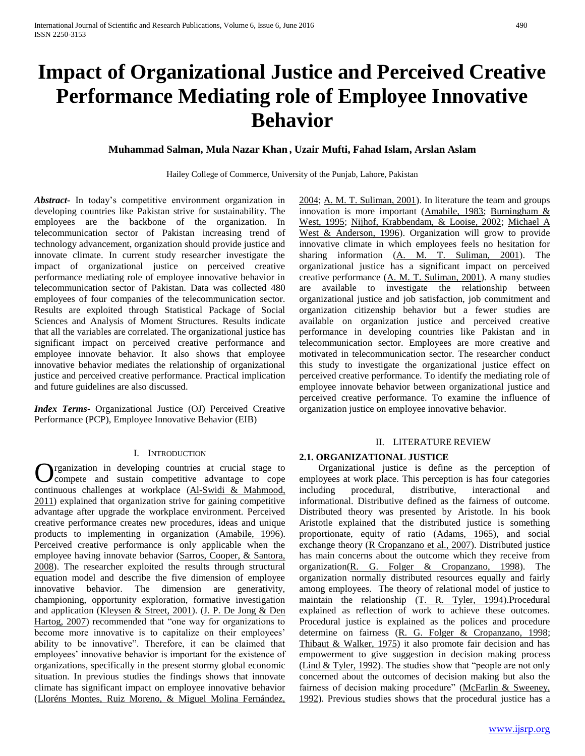# Impact of Organizational Justice and Perceived Creative Performance Mediating role of Employee Innovative Behavior

**Muhammad Salman, Mula Nazar Khan, Uzair Mufti, Fahad Islam, Arslan Aslam**

Hailey College of Commerce, University of the Punjab, Lahore, Pakistan

***Abstract***- In today's competitive environment organization in developing countries like Pakistan strive for sustainability. The employees are the backbone of the organization. In telecommunication sector of Pakistan increasing trend of technology advancement, organization should provide justice and innovate climate. In current study researcher investigate the impact of organizational justice on perceived creative performance mediating role of employee innovative behavior in telecommunication sector of Pakistan. Data was collected 480 employees of four companies of the telecommunication sector. Results are exploited through Statistical Package of Social Sciences and Analysis of Moment Structures. Results indicate that all the variables are correlated. The organizational justice has significant impact on perceived creative performance and employee innovate behavior. It also shows that employee innovative behavior mediates the relationship of organizational justice and perceived creative performance. Practical implication and future guidelines are also discussed.

***Index Terms***- Organizational Justice (OJ) Perceived Creative Performance (PCP), Employee Innovative Behavior (EIB)

## I. Introduction

Organization in developing countries at crucial stage to compete and sustain competitive advantage to cope continuous challenges at workplace (Al-Swidi & Mahmood, 2011) explained that organization strive for gaining competitive advantage after upgrade the workplace environment. Perceived creative performance creates new procedures, ideas and unique products to implementing in organization (Amabile, 1996). Perceived creative performance is only applicable when the employee having innovate behavior (Sarros, Cooper, & Santora, 2008). The researcher exploited the results through structural equation model and describe the five dimension of employee innovative behavior. The dimension are generativity, championing, opportunity exploration, formative investigation and application (Kleysen & Street, 2001). (J. P. De Jong & Den Hartog, 2007) recommended that "one way for organizations to become more innovative is to capitalize on their employees' ability to be innovative". Therefore, it can be claimed that employees' innovative behavior is important for the existence of organizations, specifically in the present stormy global economic situation. In previous studies the findings shows that innovate climate has significant impact on employee innovative behavior (Lloréns Montes, Ruiz Moreno, & Miguel Molina Fernández, 2004; A. M. T. Suliman, 2001). In literature the team and groups innovation is more important (Amabile, 1983; Burningham & West, 1995; Nijhof, Krabbendam, & Looise, 2002; Michael A West & Anderson, 1996). Organization will grow to provide innovative climate in which employees feels no hesitation for sharing information (A. M. T. Suliman, 2001). The organizational justice has a significant impact on perceived creative performance (A. M. T. Suliman, 2001). A many studies are available to investigate the relationship between organizational justice and job satisfaction, job commitment and organization citizenship behavior but a fewer studies are available on organization justice and perceived creative performance in developing countries like Pakistan and in telecommunication sector. Employees are more creative and motivated in telecommunication sector. The researcher conduct this study to investigate the organizational justice effect on perceived creative performance. To identify the mediating role of employee innovate behavior between organizational justice and perceived creative performance. To examine the influence of organization justice on employee innovative behavior.

## II. Literature Review

### 2.1. ORGANIZATIONAL JUSTICE

Organizational justice is define as the perception of employees at work place. This perception is has four categories including procedural, distributive, interactional and informational. Distributive defined as the fairness of outcome. Distributed theory was presented by Aristotle. In his book Aristotle explained that the distributed justice is something proportionate, equity of ratio (Adams, 1965), and social exchange theory (R Cropanzano et al., 2007). Distributed justice has main concerns about the outcome which they receive from organization(R. G. Folger & Cropanzano, 1998). The organization normally distributed resources equally and fairly among employees. The theory of relational model of justice to maintain the relationship (T. R. Tyler, 1994).Procedural explained as reflection of work to achieve these outcomes. Procedural justice is explained as the polices and procedure determine on fairness (R. G. Folger & Cropanzano, 1998; Thibaut & Walker, 1975) it also promote fair decision and has empowerment to give suggestion in decision making process (Lind & Tyler, 1992). The studies show that "people are not only concerned about the outcomes of decision making but also the fairness of decision making procedure" (McFarlin & Sweeney, 1992). Previous studies shows that the procedural justice has a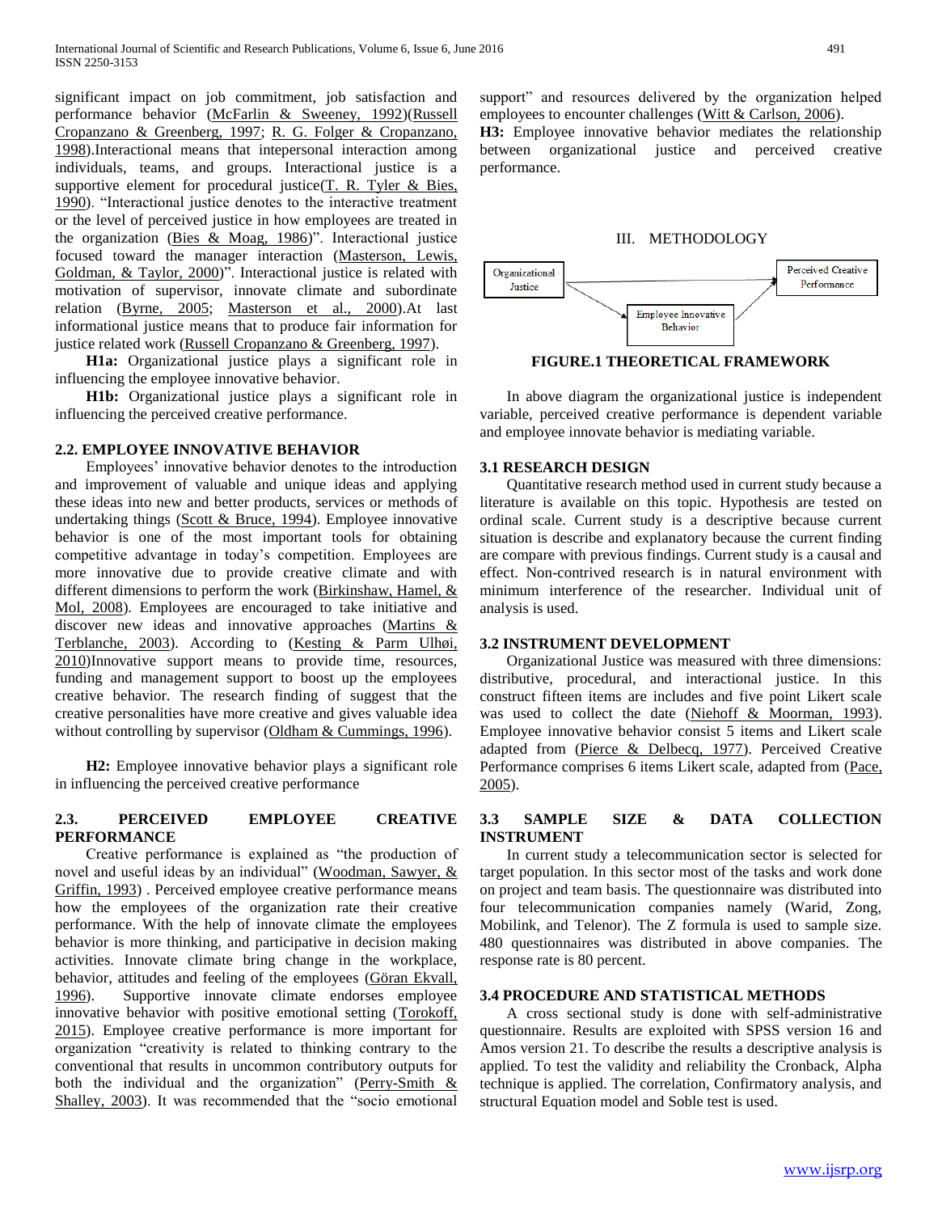significant impact on job commitment, job satisfaction and performance behavior (McFarlin & Sweeney, 1992)(Russell Cropanzano & Greenberg, 1997; R. G. Folger & Cropanzano, 1998).Interactional means that intepersonal interaction among individuals, teams, and groups. Interactional justice is a supportive element for procedural justice(T. R. Tyler & Bies, 1990). "Interactional justice denotes to the interactive treatment or the level of perceived justice in how employees are treated in the organization (Bies & Moag, 1986)". Interactional justice focused toward the manager interaction (Masterson, Lewis, Goldman, & Taylor, 2000)". Interactional justice is related with motivation of supervisor, innovate climate and subordinate relation (Byrne, 2005; Masterson et al., 2000).At last informational justice means that to produce fair information for justice related work (Russell Cropanzano & Greenberg, 1997).

**H1a:** Organizational justice plays a significant role in influencing the employee innovative behavior.

**H1b:** Organizational justice plays a significant role in influencing the perceived creative performance.

### 2.2. EMPLOYEE INNOVATIVE BEHAVIOR

Employees' innovative behavior denotes to the introduction and improvement of valuable and unique ideas and applying these ideas into new and better products, services or methods of undertaking things (Scott & Bruce, 1994). Employee innovative behavior is one of the most important tools for obtaining competitive advantage in today's competition. Employees are more innovative due to provide creative climate and with different dimensions to perform the work (Birkinshaw, Hamel, & Mol, 2008). Employees are encouraged to take initiative and discover new ideas and innovative approaches (Martins & Terblanche, 2003). According to (Kesting & Parm Ulhøi, 2010)Innovative support means to provide time, resources, funding and management support to boost up the employees creative behavior. The research finding of suggest that the creative personalities have more creative and gives valuable idea without controlling by supervisor (Oldham & Cummings, 1996).

**H2:** Employee innovative behavior plays a significant role in influencing the perceived creative performance

### 2.3. PERCEIVED EMPLOYEE CREATIVE PERFORMANCE

Creative performance is explained as "the production of novel and useful ideas by an individual" (Woodman, Sawyer, & Griffin, 1993) . Perceived employee creative performance means how the employees of the organization rate their creative performance. With the help of innovate climate the employees behavior is more thinking, and participative in decision making activities. Innovate climate bring change in the workplace, behavior, attitudes and feeling of the employees (Göran Ekvall, 1996). Supportive innovate climate endorses employee innovative behavior with positive emotional setting (Torokoff, 2015). Employee creative performance is more important for organization "creativity is related to thinking contrary to the conventional that results in uncommon contributory outputs for both the individual and the organization" (Perry-Smith & Shalley, 2003). It was recommended that the "socio emotional support" and resources delivered by the organization helped employees to encounter challenges (Witt & Carlson, 2006).

**H3:** Employee innovative behavior mediates the relationship between organizational justice and perceived creative performance.

## III. METHODOLOGY

Organizational Justice → Perceived Creative Performance; Organizational Justice → Employee Innovative Behavior → Perceived Creative Performance

**FIGURE.1 THEORETICAL FRAMEWORK**

In above diagram the organizational justice is independent variable, perceived creative performance is dependent variable and employee innovate behavior is mediating variable.

### 3.1 RESEARCH DESIGN

Quantitative research method used in current study because a literature is available on this topic. Hypothesis are tested on ordinal scale. Current study is a descriptive because current situation is describe and explanatory because the current finding are compare with previous findings. Current study is a causal and effect. Non-contrived research is in natural environment with minimum interference of the researcher. Individual unit of analysis is used.

### 3.2 INSTRUMENT DEVELOPMENT

Organizational Justice was measured with three dimensions: distributive, procedural, and interactional justice. In this construct fifteen items are includes and five point Likert scale was used to collect the date (Niehoff & Moorman, 1993). Employee innovative behavior consist 5 items and Likert scale adapted from (Pierce & Delbecq, 1977). Perceived Creative Performance comprises 6 items Likert scale, adapted from (Pace, 2005).

### 3.3 SAMPLE SIZE & DATA COLLECTION INSTRUMENT

In current study a telecommunication sector is selected for target population. In this sector most of the tasks and work done on project and team basis. The questionnaire was distributed into four telecommunication companies namely (Warid, Zong, Mobilink, and Telenor). The Z formula is used to sample size. 480 questionnaires was distributed in above companies. The response rate is 80 percent.

### 3.4 PROCEDURE AND STATISTICAL METHODS

A cross sectional study is done with self-administrative questionnaire. Results are exploited with SPSS version 16 and Amos version 21. To describe the results a descriptive analysis is applied. To test the validity and reliability the Cronback, Alpha technique is applied. The correlation, Confirmatory analysis, and structural Equation model and Soble test is used.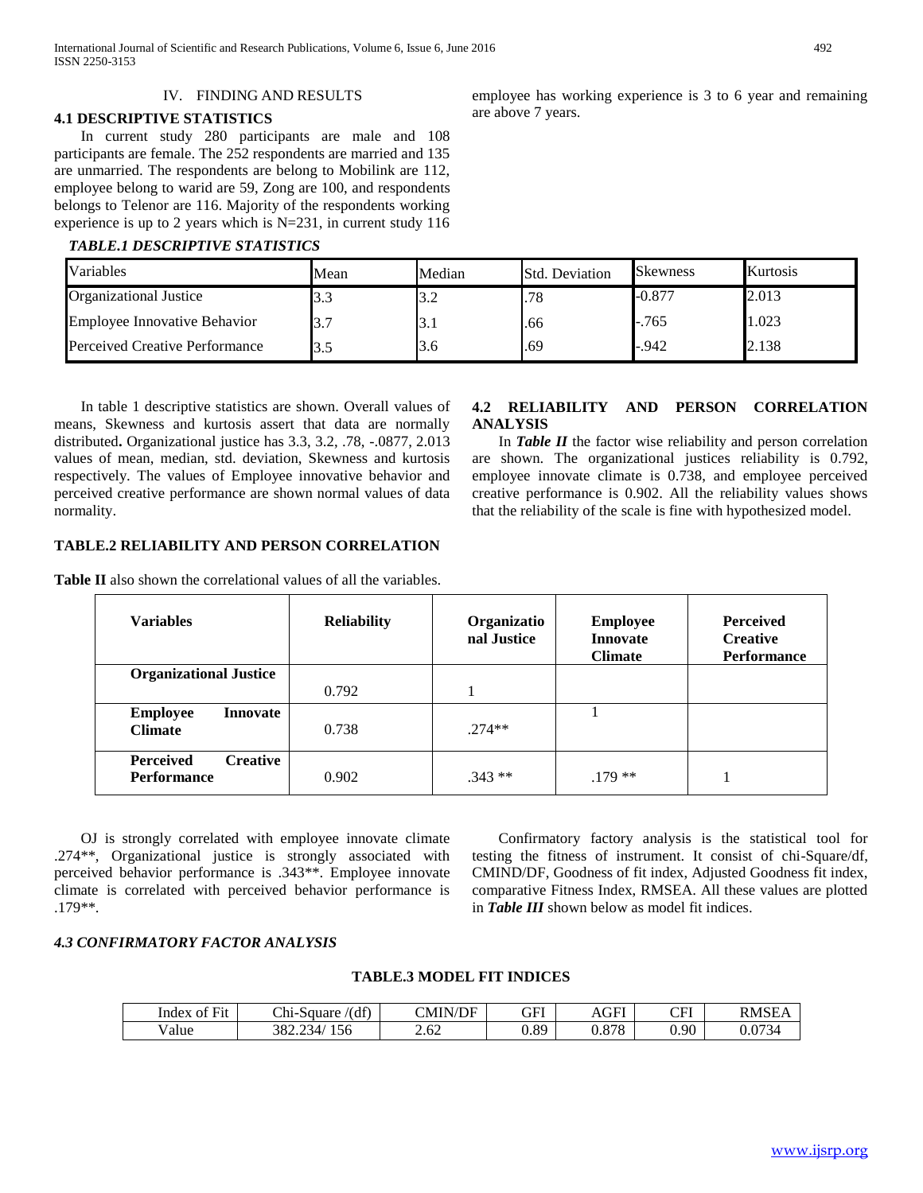## IV. FINDING AND RESULTS

### 4.1 DESCRIPTIVE STATISTICS

In current study 280 participants are male and 108 participants are female. The 252 respondents are married and 135 are unmarried. The respondents are belong to Mobilink are 112, employee belong to warid are 59, Zong are 100, and respondents belongs to Telenor are 116. Majority of the respondents working experience is up to 2 years which is N=231, in current study 116 employee has working experience is 3 to 6 year and remaining are above 7 years.

***TABLE.1 DESCRIPTIVE STATISTICS***

| Variables | Mean | Median | Std. Deviation | Skewness | Kurtosis |
|---|---|---|---|---|---|
| Organizational Justice | 3.3 | 3.2 | .78 | -0.877 | 2.013 |
| Employee Innovative Behavior | 3.7 | 3.1 | .66 | -.765 | 1.023 |
| Perceived Creative Performance | 3.5 | 3.6 | .69 | -.942 | 2.138 |

In table 1 descriptive statistics are shown. Overall values of means, Skewness and kurtosis assert that data are normally distributed**.** Organizational justice has 3.3, 3.2, .78, -.0877, 2.013 values of mean, median, std. deviation, Skewness and kurtosis respectively. The values of Employee innovative behavior and perceived creative performance are shown normal values of data normality.

### 4.2 RELIABILITY AND PERSON CORRELATION ANALYSIS

In ***Table II*** the factor wise reliability and person correlation are shown. The organizational justices reliability is 0.792, employee innovate climate is 0.738, and employee perceived creative performance is 0.902. All the reliability values shows that the reliability of the scale is fine with hypothesized model.

**TABLE.2 RELIABILITY AND PERSON CORRELATION**

**Table II** also shown the correlational values of all the variables.

| Variables | Reliability | Organizational Justice | Employee Innovate Climate | Perceived Creative Performance |
|---|---|---|---|---|
| **Organizational Justice** | 0.792 | 1 | | |
| **Employee Innovate Climate** | 0.738 | .274** | 1 | |
| **Perceived Creative Performance** | 0.902 | .343 ** | .179 ** | 1 |

OJ is strongly correlated with employee innovate climate .274**, Organizational justice is strongly associated with perceived behavior performance is .343**. Employee innovate climate is correlated with perceived behavior performance is .179**.

### *4.3 CONFIRMATORY FACTOR ANALYSIS*

Confirmatory factory analysis is the statistical tool for testing the fitness of instrument. It consist of chi-Square/df, CMIND/DF, Goodness of fit index, Adjusted Goodness fit index, comparative Fitness Index, RMSEA. All these values are plotted in ***Table III*** shown below as model fit indices.

**TABLE.3 MODEL FIT INDICES**

| Index of Fit | Chi-Square /(df) | CMIN/DF | GFI | AGFI | CFI | RMSEA |
|---|---|---|---|---|---|---|
| Value | 382.234/ 156 | 2.62 | 0.89 | 0.878 | 0.90 | 0.0734 |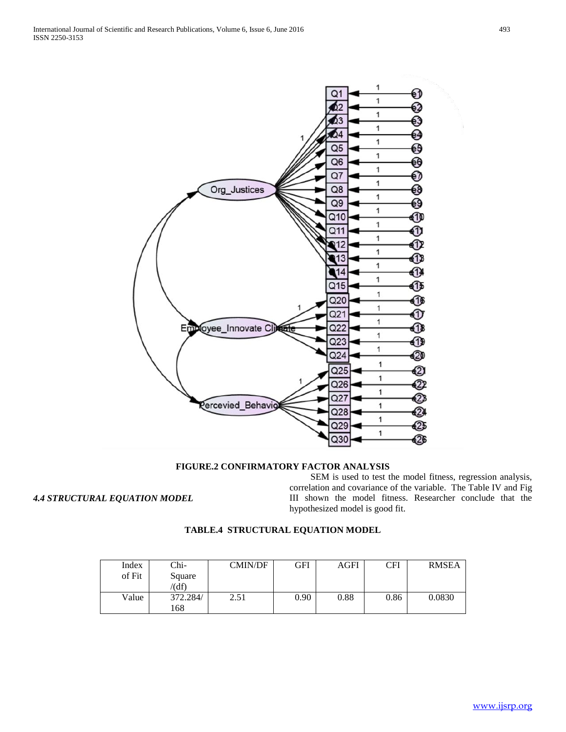**FIGURE.2 CONFIRMATORY FACTOR ANALYSIS**

### *4.4 STRUCTURAL EQUATION MODEL*

SEM is used to test the model fitness, regression analysis, correlation and covariance of the variable. The Table IV and Fig III shown the model fitness. Researcher conclude that the hypothesized model is good fit.

**TABLE.4 STRUCTURAL EQUATION MODEL**

| Index of Fit | Chi-Square /(df) | CMIN/DF | GFI | AGFI | CFI | RMSEA |
|---|---|---|---|---|---|---|
| Value | 372.284/ 168 | 2.51 | 0.90 | 0.88 | 0.86 | 0.0830 |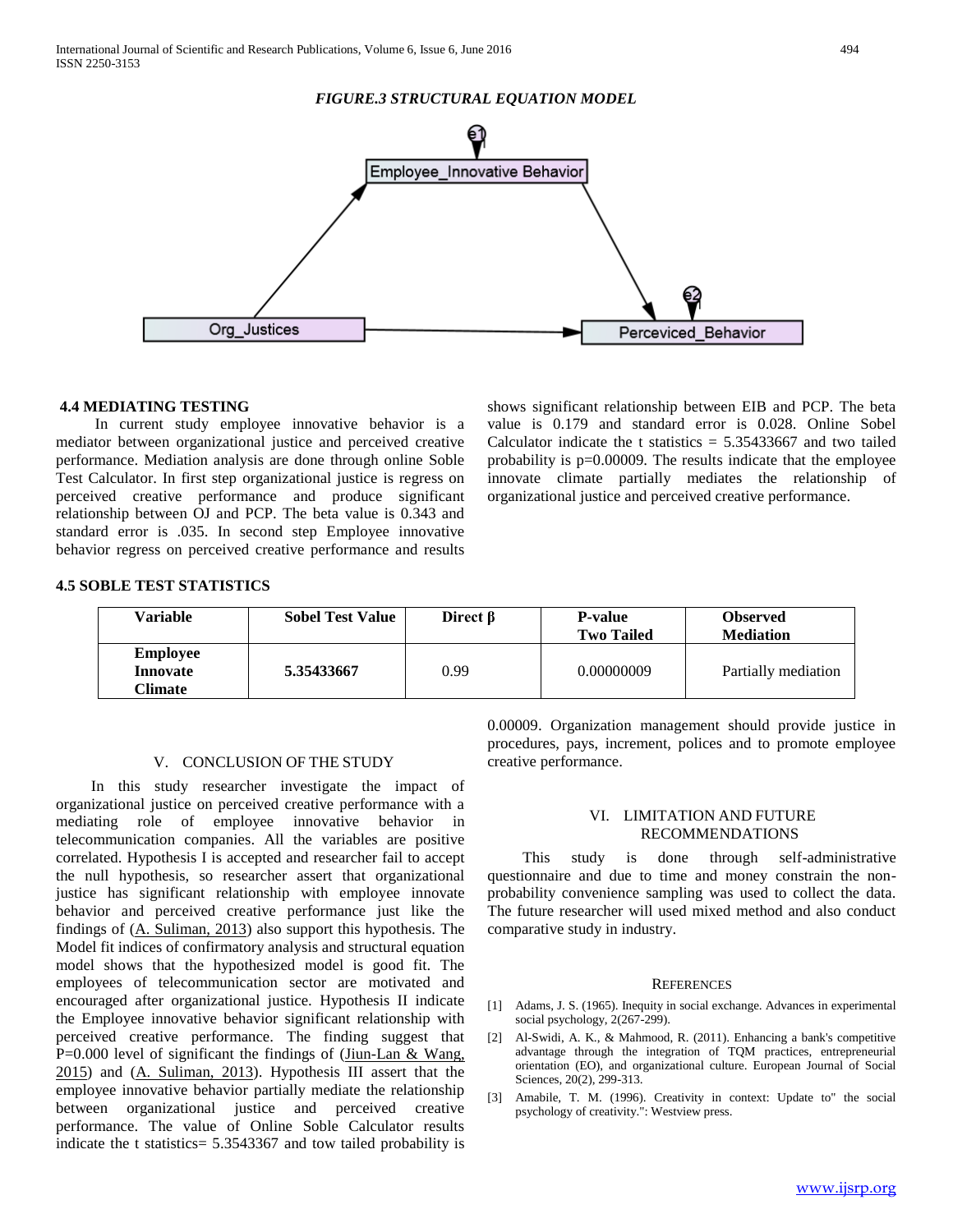*FIGURE.3 STRUCTURAL EQUATION MODEL*

### 4.4 MEDIATING TESTING

In current study employee innovative behavior is a mediator between organizational justice and perceived creative performance. Mediation analysis are done through online Soble Test Calculator. In first step organizational justice is regress on perceived creative performance and produce significant relationship between OJ and PCP. The beta value is 0.343 and standard error is .035. In second step Employee innovative behavior regress on perceived creative performance and results shows significant relationship between EIB and PCP. The beta value is 0.179 and standard error is 0.028. Online Sobel Calculator indicate the t statistics = 5.35433667 and two tailed probability is p=0.00009. The results indicate that the employee innovate climate partially mediates the relationship of organizational justice and perceived creative performance.

### 4.5 SOBLE TEST STATISTICS

| Variable | Sobel Test Value | Direct β | P-value Two Tailed | Observed Mediation |
|---|---|---|---|---|
| **Employee Innovate Climate** | **5.35433667** | 0.99 | 0.00000009 | Partially mediation |

## V. CONCLUSION OF THE STUDY

In this study researcher investigate the impact of organizational justice on perceived creative performance with a mediating role of employee innovative behavior in telecommunication companies. All the variables are positive correlated. Hypothesis I is accepted and researcher fail to accept the null hypothesis, so researcher assert that organizational justice has significant relationship with employee innovate behavior and perceived creative performance just like the findings of (A. Suliman, 2013) also support this hypothesis. The Model fit indices of confirmatory analysis and structural equation model shows that the hypothesized model is good fit. The employees of telecommunication sector are motivated and encouraged after organizational justice. Hypothesis II indicate the Employee innovative behavior significant relationship with perceived creative performance. The finding suggest that P=0.000 level of significant the findings of (Jiun-Lan & Wang, 2015) and (A. Suliman, 2013). Hypothesis III assert that the employee innovative behavior partially mediate the relationship between organizational justice and perceived creative performance. The value of Online Soble Calculator results indicate the t statistics= 5.3543367 and tow tailed probability is 0.00009. Organization management should provide justice in procedures, pays, increment, polices and to promote employee creative performance.

## VI. LIMITATION AND FUTURE RECOMMENDATIONS

This study is done through self-administrative questionnaire and due to time and money constrain the non-probability convenience sampling was used to collect the data. The future researcher will used mixed method and also conduct comparative study in industry.

## REFERENCES

[1] Adams, J. S. (1965). Inequity in social exchange. Advances in experimental social psychology, 2(267-299).

[2] Al-Swidi, A. K., & Mahmood, R. (2011). Enhancing a bank's competitive advantage through the integration of TQM practices, entrepreneurial orientation (EO), and organizational culture. European Journal of Social Sciences, 20(2), 299-313.

[3] Amabile, T. M. (1996). Creativity in context: Update to" the social psychology of creativity.": Westview press.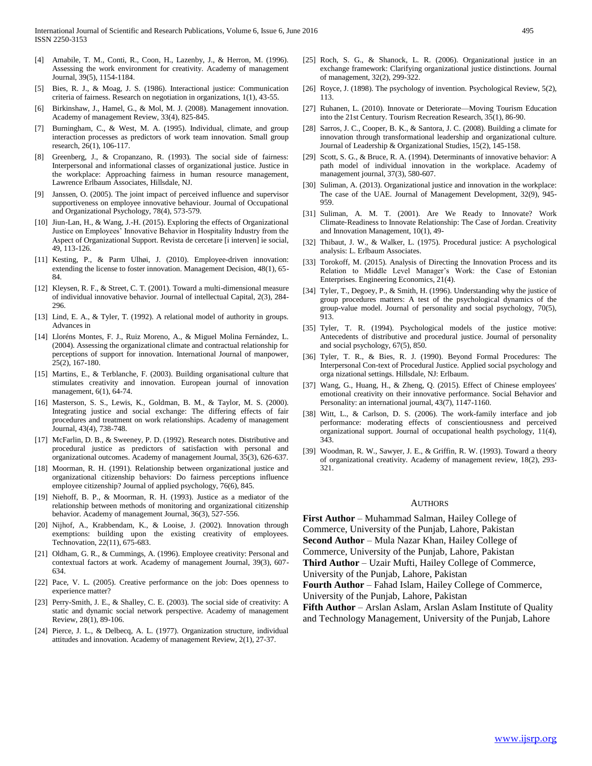[4] Amabile, T. M., Conti, R., Coon, H., Lazenby, J., & Herron, M. (1996). Assessing the work environment for creativity. Academy of management Journal, 39(5), 1154-1184.

[5] Bies, R. J., & Moag, J. S. (1986). Interactional justice: Communication criteria of fairness. Research on negotiation in organizations, 1(1), 43-55.

[6] Birkinshaw, J., Hamel, G., & Mol, M. J. (2008). Management innovation. Academy of management Review, 33(4), 825-845.

[7] Burningham, C., & West, M. A. (1995). Individual, climate, and group interaction processes as predictors of work team innovation. Small group research, 26(1), 106-117.

[8] Greenberg, J., & Cropanzano, R. (1993). The social side of fairness: Interpersonal and informational classes of organizational justice. Justice in the workplace: Approaching fairness in human resource management, Lawrence Erlbaum Associates, Hillsdale, NJ.

[9] Janssen, O. (2005). The joint impact of perceived influence and supervisor supportiveness on employee innovative behaviour. Journal of Occupational and Organizational Psychology, 78(4), 573-579.

[10] Jiun-Lan, H., & Wang, J.-H. (2015). Exploring the effects of Organizational Justice on Employees' Innovative Behavior in Hospitality Industry from the Aspect of Organizational Support. Revista de cercetare [i interven] ie social, 49, 113-126.

[11] Kesting, P., & Parm Ulhøi, J. (2010). Employee-driven innovation: extending the license to foster innovation. Management Decision, 48(1), 65-84.

[12] Kleysen, R. F., & Street, C. T. (2001). Toward a multi-dimensional measure of individual innovative behavior. Journal of intellectual Capital, 2(3), 284-296.

[13] Lind, E. A., & Tyler, T. (1992). A relational model of authority in groups. Advances in

[14] Lloréns Montes, F. J., Ruiz Moreno, A., & Miguel Molina Fernández, L. (2004). Assessing the organizational climate and contractual relationship for perceptions of support for innovation. International Journal of manpower, 25(2), 167-180.

[15] Martins, E., & Terblanche, F. (2003). Building organisational culture that stimulates creativity and innovation. European journal of innovation management, 6(1), 64-74.

[16] Masterson, S. S., Lewis, K., Goldman, B. M., & Taylor, M. S. (2000). Integrating justice and social exchange: The differing effects of fair procedures and treatment on work relationships. Academy of management Journal, 43(4), 738-748.

[17] McFarlin, D. B., & Sweeney, P. D. (1992). Research notes. Distributive and procedural justice as predictors of satisfaction with personal and organizational outcomes. Academy of management Journal, 35(3), 626-637.

[18] Moorman, R. H. (1991). Relationship between organizational justice and organizational citizenship behaviors: Do fairness perceptions influence employee citizenship? Journal of applied psychology, 76(6), 845.

[19] Niehoff, B. P., & Moorman, R. H. (1993). Justice as a mediator of the relationship between methods of monitoring and organizational citizenship behavior. Academy of management Journal, 36(3), 527-556.

[20] Nijhof, A., Krabbendam, K., & Looise, J. (2002). Innovation through exemptions: building upon the existing creativity of employees. Technovation, 22(11), 675-683.

[21] Oldham, G. R., & Cummings, A. (1996). Employee creativity: Personal and contextual factors at work. Academy of management Journal, 39(3), 607-634.

[22] Pace, V. L. (2005). Creative performance on the job: Does openness to experience matter?

[23] Perry-Smith, J. E., & Shalley, C. E. (2003). The social side of creativity: A static and dynamic social network perspective. Academy of management Review, 28(1), 89-106.

[24] Pierce, J. L., & Delbecq, A. L. (1977). Organization structure, individual attitudes and innovation. Academy of management Review, 2(1), 27-37.

[25] Roch, S. G., & Shanock, L. R. (2006). Organizational justice in an exchange framework: Clarifying organizational justice distinctions. Journal of management, 32(2), 299-322.

[26] Royce, J. (1898). The psychology of invention. Psychological Review, 5(2), 113.

[27] Ruhanen, L. (2010). Innovate or Deteriorate—Moving Tourism Education into the 21st Century. Tourism Recreation Research, 35(1), 86-90.

[28] Sarros, J. C., Cooper, B. K., & Santora, J. C. (2008). Building a climate for innovation through transformational leadership and organizational culture. Journal of Leadership & Organizational Studies, 15(2), 145-158.

[29] Scott, S. G., & Bruce, R. A. (1994). Determinants of innovative behavior: A path model of individual innovation in the workplace. Academy of management journal, 37(3), 580-607.

[30] Suliman, A. (2013). Organizational justice and innovation in the workplace: The case of the UAE. Journal of Management Development, 32(9), 945-959.

[31] Suliman, A. M. T. (2001). Are We Ready to Innovate? Work Climate-Readiness to Innovate Relationship: The Case of Jordan. Creativity and Innovation Management, 10(1), 49-

[32] Thibaut, J. W., & Walker, L. (1975). Procedural justice: A psychological analysis: L. Erlbaum Associates.

[33] Torokoff, M. (2015). Analysis of Directing the Innovation Process and its Relation to Middle Level Manager's Work: the Case of Estonian Enterprises. Engineering Economics, 21(4).

[34] Tyler, T., Degoey, P., & Smith, H. (1996). Understanding why the justice of group procedures matters: A test of the psychological dynamics of the group-value model. Journal of personality and social psychology, 70(5), 913.

[35] Tyler, T. R. (1994). Psychological models of the justice motive: Antecedents of distributive and procedural justice. Journal of personality and social psychology, 67(5), 850.

[36] Tyler, T. R., & Bies, R. J. (1990). Beyond Formal Procedures: The Interpersonal Con-text of Procedural Justice. Applied social psychology and orga nizational settings. Hillsdale, NJ: Erlbaum.

[37] Wang, G., Huang, H., & Zheng, Q. (2015). Effect of Chinese employees' emotional creativity on their innovative performance. Social Behavior and Personality: an international journal, 43(7), 1147-1160.

[38] Witt, L., & Carlson, D. S. (2006). The work-family interface and job performance: moderating effects of conscientiousness and perceived organizational support. Journal of occupational health psychology, 11(4), 343.

[39] Woodman, R. W., Sawyer, J. E., & Griffin, R. W. (1993). Toward a theory of organizational creativity. Academy of management review, 18(2), 293-321.

## AUTHORS

**First Author** – Muhammad Salman, Hailey College of Commerce, University of the Punjab, Lahore, Pakistan
**Second Author** – Mula Nazar Khan, Hailey College of Commerce, University of the Punjab, Lahore, Pakistan
**Third Author** – Uzair Mufti, Hailey College of Commerce, University of the Punjab, Lahore, Pakistan
**Fourth Author** – Fahad Islam, Hailey College of Commerce, University of the Punjab, Lahore, Pakistan
**Fifth Author** – Arslan Aslam, Arslan Aslam Institute of Quality and Technology Management, University of the Punjab, Lahore